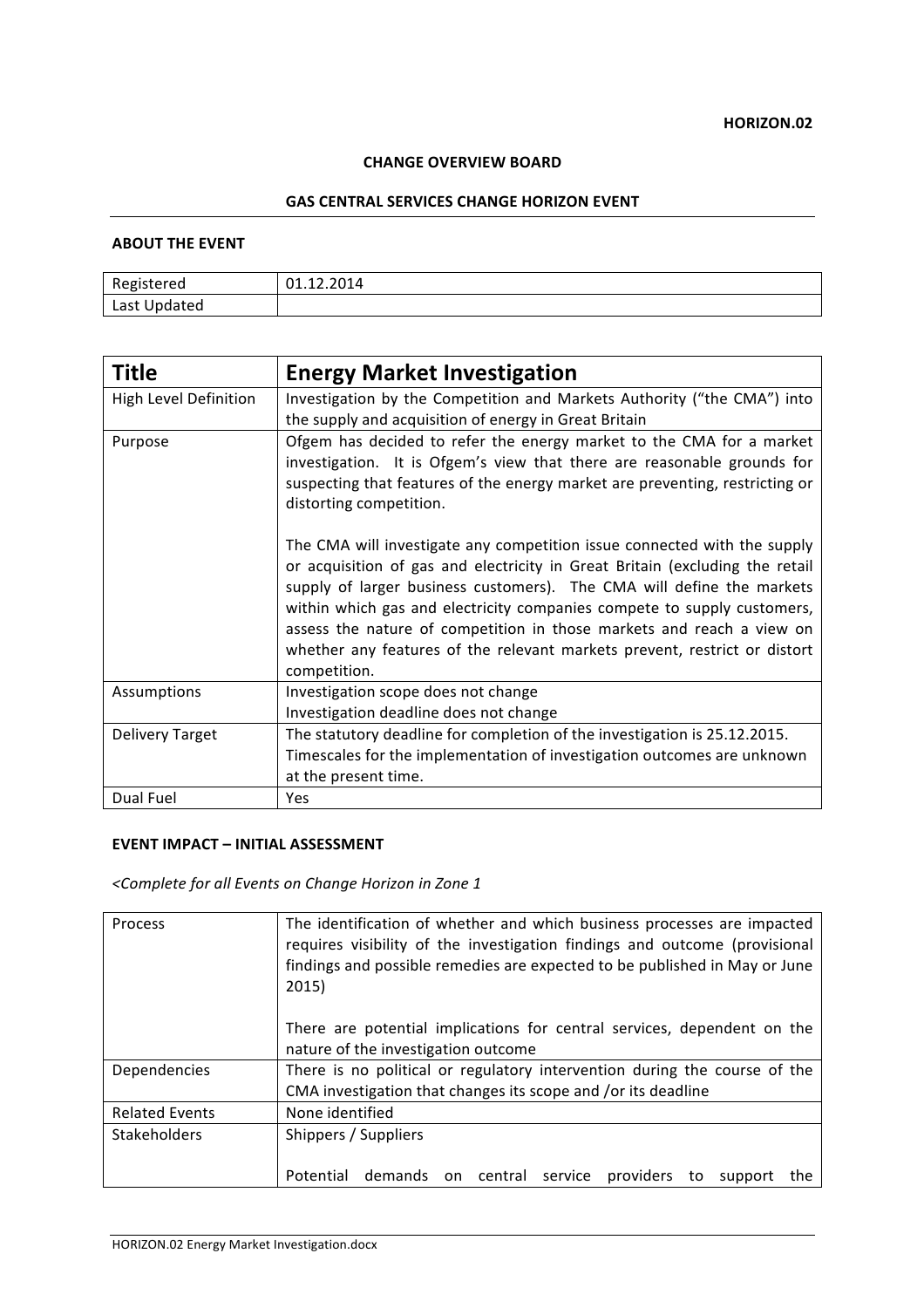**HORIZON.02**

**CHANGE OVERVIEW BOARD**

**GAS CENTRAL SERVICES CHANGE HORIZON EVENT**

**ABOUT THE EVENT**

| Registered | 01.12.2014 |
|---|---|
| Last Updated | |

| **Title** | **Energy Market Investigation** |
|---|---|
| High Level Definition | Investigation by the Competition and Markets Authority ("the CMA") into the supply and acquisition of energy in Great Britain |
| Purpose | Ofgem has decided to refer the energy market to the CMA for a market investigation. It is Ofgem's view that there are reasonable grounds for suspecting that features of the energy market are preventing, restricting or distorting competition.<br><br>The CMA will investigate any competition issue connected with the supply or acquisition of gas and electricity in Great Britain (excluding the retail supply of larger business customers). The CMA will define the markets within which gas and electricity companies compete to supply customers, assess the nature of competition in those markets and reach a view on whether any features of the relevant markets prevent, restrict or distort competition. |
| Assumptions | Investigation scope does not change<br>Investigation deadline does not change |
| Delivery Target | The statutory deadline for completion of the investigation is 25.12.2015.<br>Timescales for the implementation of investigation outcomes are unknown at the present time. |
| Dual Fuel | Yes |

**EVENT IMPACT – INITIAL ASSESSMENT**

*<Complete for all Events on Change Horizon in Zone 1*

| Process | The identification of whether and which business processes are impacted requires visibility of the investigation findings and outcome (provisional findings and possible remedies are expected to be published in May or June 2015)<br><br>There are potential implications for central services, dependent on the nature of the investigation outcome |
|---|---|
| Dependencies | There is no political or regulatory intervention during the course of the CMA investigation that changes its scope and /or its deadline |
| Related Events | None identified |
| Stakeholders | Shippers / Suppliers<br><br>Potential demands on central service providers to support the |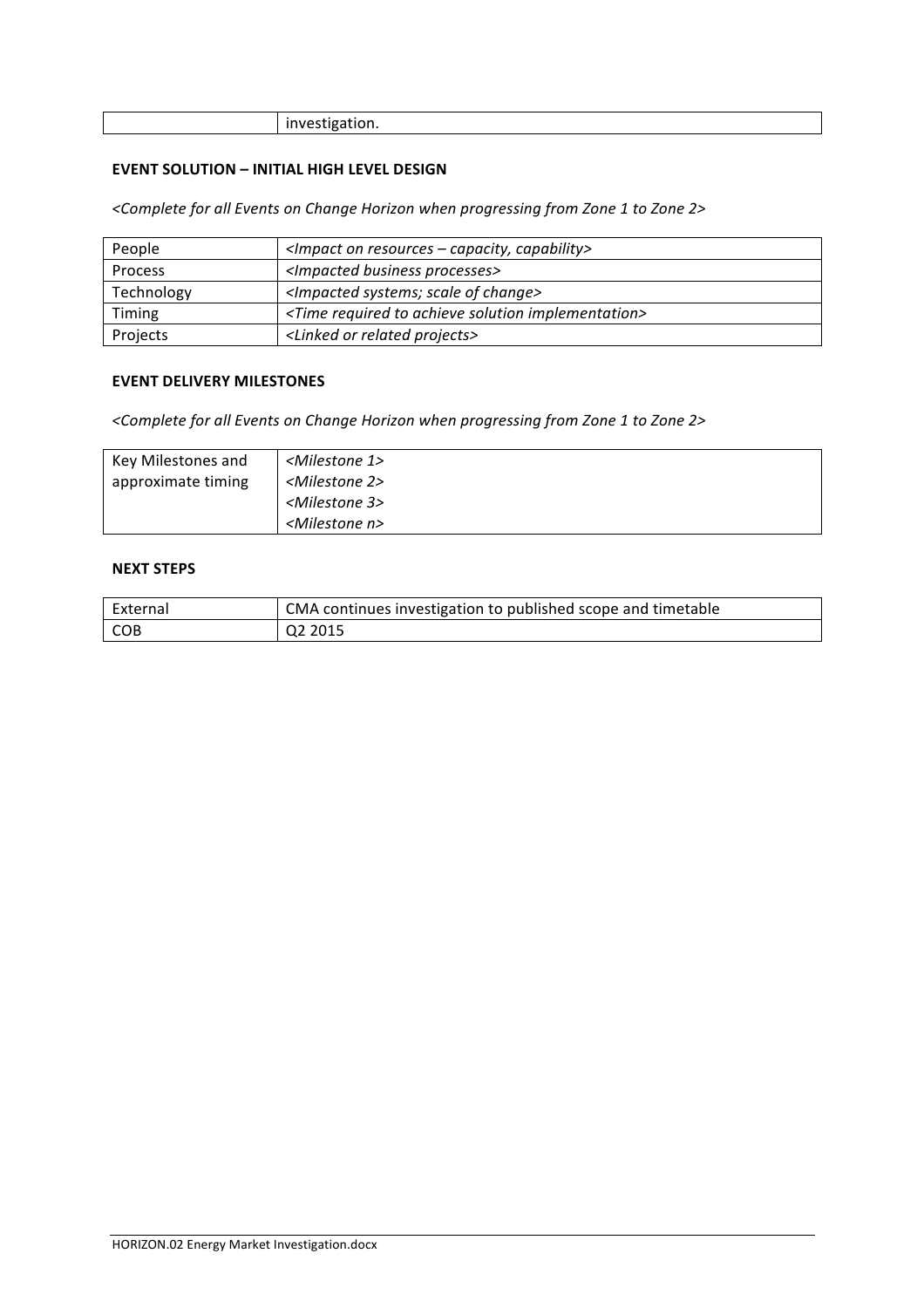| | |
|---|---|
| | investigation. |

**EVENT SOLUTION – INITIAL HIGH LEVEL DESIGN**

*<Complete for all Events on Change Horizon when progressing from Zone 1 to Zone 2>*

| | |
|---|---|
| People | *<Impact on resources – capacity, capability>* |
| Process | *<Impacted business processes>* |
| Technology | *<Impacted systems; scale of change>* |
| Timing | *<Time required to achieve solution implementation>* |
| Projects | *<Linked or related projects>* |

**EVENT DELIVERY MILESTONES**

*<Complete for all Events on Change Horizon when progressing from Zone 1 to Zone 2>*

| | |
|---|---|
| Key Milestones and approximate timing | *<Milestone 1>*<br>*<Milestone 2>*<br>*<Milestone 3>*<br>*<Milestone n>* |

**NEXT STEPS**

| | |
|---|---|
| External | CMA continues investigation to published scope and timetable |
| COB | Q2 2015 |